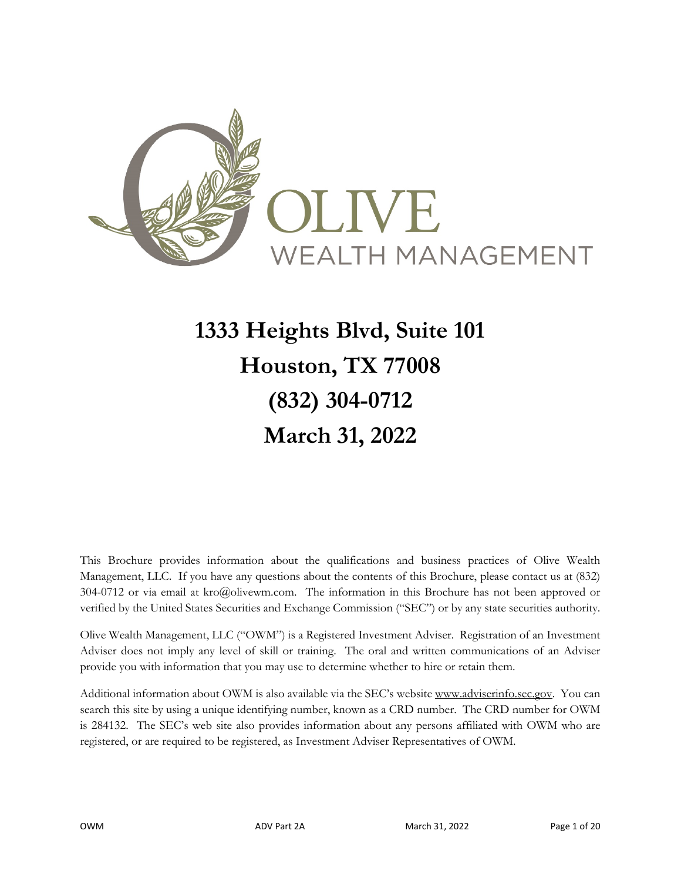OLIVE

WEALTH MANAGEMENT

# 1333 Heights Blvd, Suite 101
# Houston, TX 77008
# (832) 304-0712
# March 31, 2022

This Brochure provides information about the qualifications and business practices of Olive Wealth Management, LLC. If you have any questions about the contents of this Brochure, please contact us at (832) 304-0712 or via email at kro@olivewm.com. The information in this Brochure has not been approved or verified by the United States Securities and Exchange Commission ("SEC") or by any state securities authority.

Olive Wealth Management, LLC ("OWM") is a Registered Investment Adviser. Registration of an Investment Adviser does not imply any level of skill or training. The oral and written communications of an Adviser provide you with information that you may use to determine whether to hire or retain them.

Additional information about OWM is also available via the SEC's website www.adviserinfo.sec.gov. You can search this site by using a unique identifying number, known as a CRD number. The CRD number for OWM is 284132. The SEC's web site also provides information about any persons affiliated with OWM who are registered, or are required to be registered, as Investment Adviser Representatives of OWM.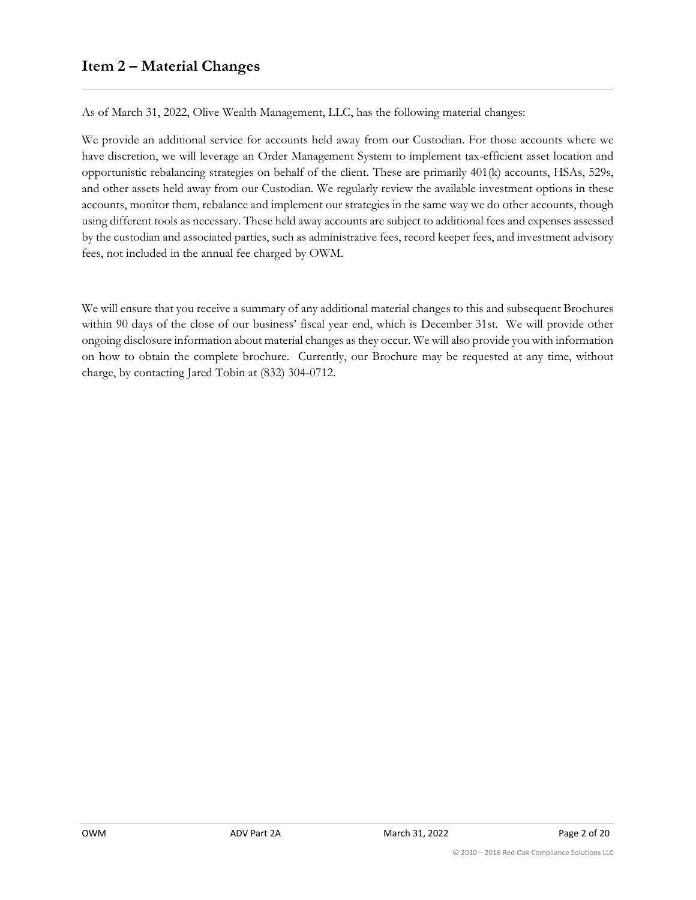## Item 2 – Material Changes

As of March 31, 2022, Olive Wealth Management, LLC, has the following material changes:

We provide an additional service for accounts held away from our Custodian. For those accounts where we have discretion, we will leverage an Order Management System to implement tax-efficient asset location and opportunistic rebalancing strategies on behalf of the client. These are primarily 401(k) accounts, HSAs, 529s, and other assets held away from our Custodian. We regularly review the available investment options in these accounts, monitor them, rebalance and implement our strategies in the same way we do other accounts, though using different tools as necessary. These held away accounts are subject to additional fees and expenses assessed by the custodian and associated parties, such as administrative fees, record keeper fees, and investment advisory fees, not included in the annual fee charged by OWM.

We will ensure that you receive a summary of any additional material changes to this and subsequent Brochures within 90 days of the close of our business' fiscal year end, which is December 31st. We will provide other ongoing disclosure information about material changes as they occur. We will also provide you with information on how to obtain the complete brochure. Currently, our Brochure may be requested at any time, without charge, by contacting Jared Tobin at (832) 304-0712.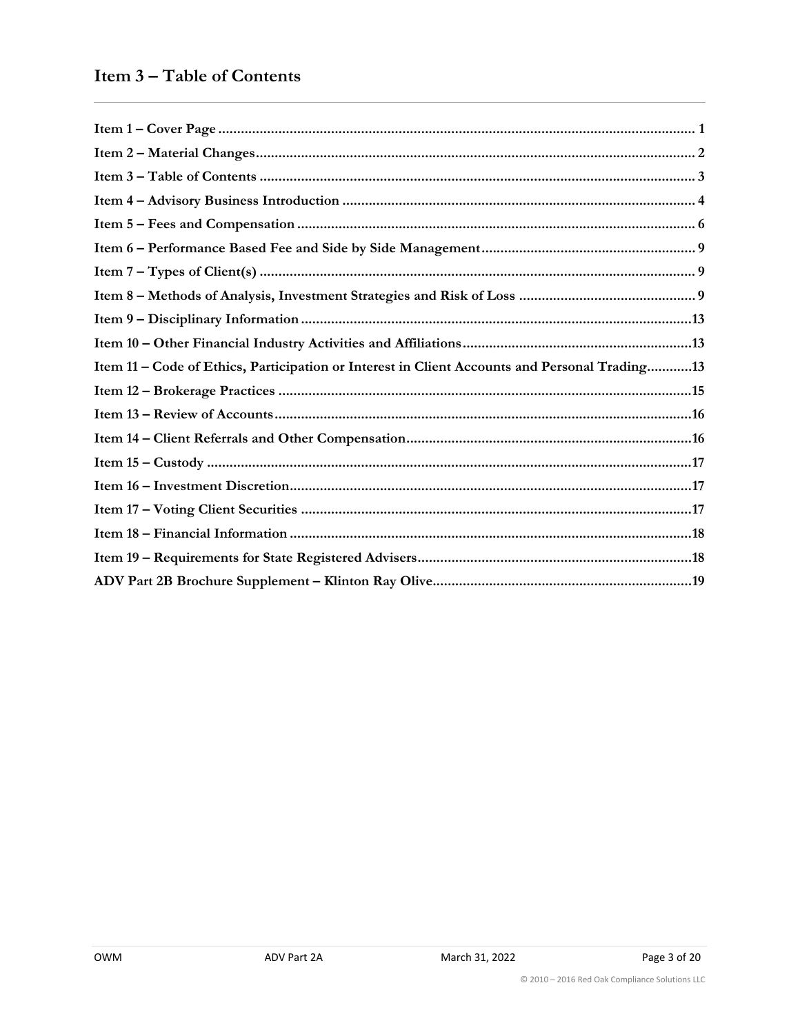## Item 3 – Table of Contents

**Item 1 – Cover Page** .......... **1**
**Item 2 – Material Changes** .......... **2**
**Item 3 – Table of Contents** .......... **3**
**Item 4 – Advisory Business Introduction** .......... **4**
**Item 5 – Fees and Compensation** .......... **6**
**Item 6 – Performance Based Fee and Side by Side Management** .......... **9**
**Item 7 – Types of Client(s)** .......... **9**
**Item 8 – Methods of Analysis, Investment Strategies and Risk of Loss** .......... **9**
**Item 9 – Disciplinary Information** .......... **13**
**Item 10 – Other Financial Industry Activities and Affiliations** .......... **13**
**Item 11 – Code of Ethics, Participation or Interest in Client Accounts and Personal Trading** .......... **13**
**Item 12 – Brokerage Practices** .......... **15**
**Item 13 – Review of Accounts** .......... **16**
**Item 14 – Client Referrals and Other Compensation** .......... **16**
**Item 15 – Custody** .......... **17**
**Item 16 – Investment Discretion** .......... **17**
**Item 17 – Voting Client Securities** .......... **17**
**Item 18 – Financial Information** .......... **18**
**Item 19 – Requirements for State Registered Advisers** .......... **18**
**ADV Part 2B Brochure Supplement – Klinton Ray Olive** .......... **19**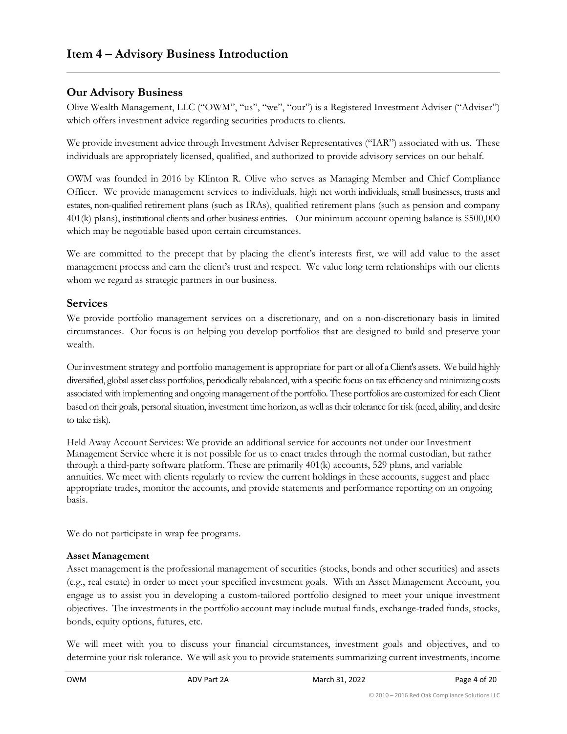# Item 4 – Advisory Business Introduction

## Our Advisory Business

Olive Wealth Management, LLC ("OWM", "us", "we", "our") is a Registered Investment Adviser ("Adviser") which offers investment advice regarding securities products to clients.

We provide investment advice through Investment Adviser Representatives ("IAR") associated with us. These individuals are appropriately licensed, qualified, and authorized to provide advisory services on our behalf.

OWM was founded in 2016 by Klinton R. Olive who serves as Managing Member and Chief Compliance Officer. We provide management services to individuals, high net worth individuals, small businesses, trusts and estates, non-qualified retirement plans (such as IRAs), qualified retirement plans (such as pension and company 401(k) plans), institutional clients and other business entities. Our minimum account opening balance is $500,000 which may be negotiable based upon certain circumstances.

We are committed to the precept that by placing the client's interests first, we will add value to the asset management process and earn the client's trust and respect. We value long term relationships with our clients whom we regard as strategic partners in our business.

## Services

We provide portfolio management services on a discretionary, and on a non-discretionary basis in limited circumstances. Our focus is on helping you develop portfolios that are designed to build and preserve your wealth.

Our investment strategy and portfolio management is appropriate for part or all of a Client's assets. We build highly diversified, global asset class portfolios, periodically rebalanced, with a specific focus on tax efficiency and minimizing costs associated with implementing and ongoing management of the portfolio. These portfolios are customized for each Client based on their goals, personal situation, investment time horizon, as well as their tolerance for risk (need, ability, and desire to take risk).

Held Away Account Services: We provide an additional service for accounts not under our Investment Management Service where it is not possible for us to enact trades through the normal custodian, but rather through a third-party software platform. These are primarily 401(k) accounts, 529 plans, and variable annuities. We meet with clients regularly to review the current holdings in these accounts, suggest and place appropriate trades, monitor the accounts, and provide statements and performance reporting on an ongoing basis.

We do not participate in wrap fee programs.

**Asset Management**

Asset management is the professional management of securities (stocks, bonds and other securities) and assets (e.g., real estate) in order to meet your specified investment goals. With an Asset Management Account, you engage us to assist you in developing a custom-tailored portfolio designed to meet your unique investment objectives. The investments in the portfolio account may include mutual funds, exchange-traded funds, stocks, bonds, equity options, futures, etc.

We will meet with you to discuss your financial circumstances, investment goals and objectives, and to determine your risk tolerance. We will ask you to provide statements summarizing current investments, income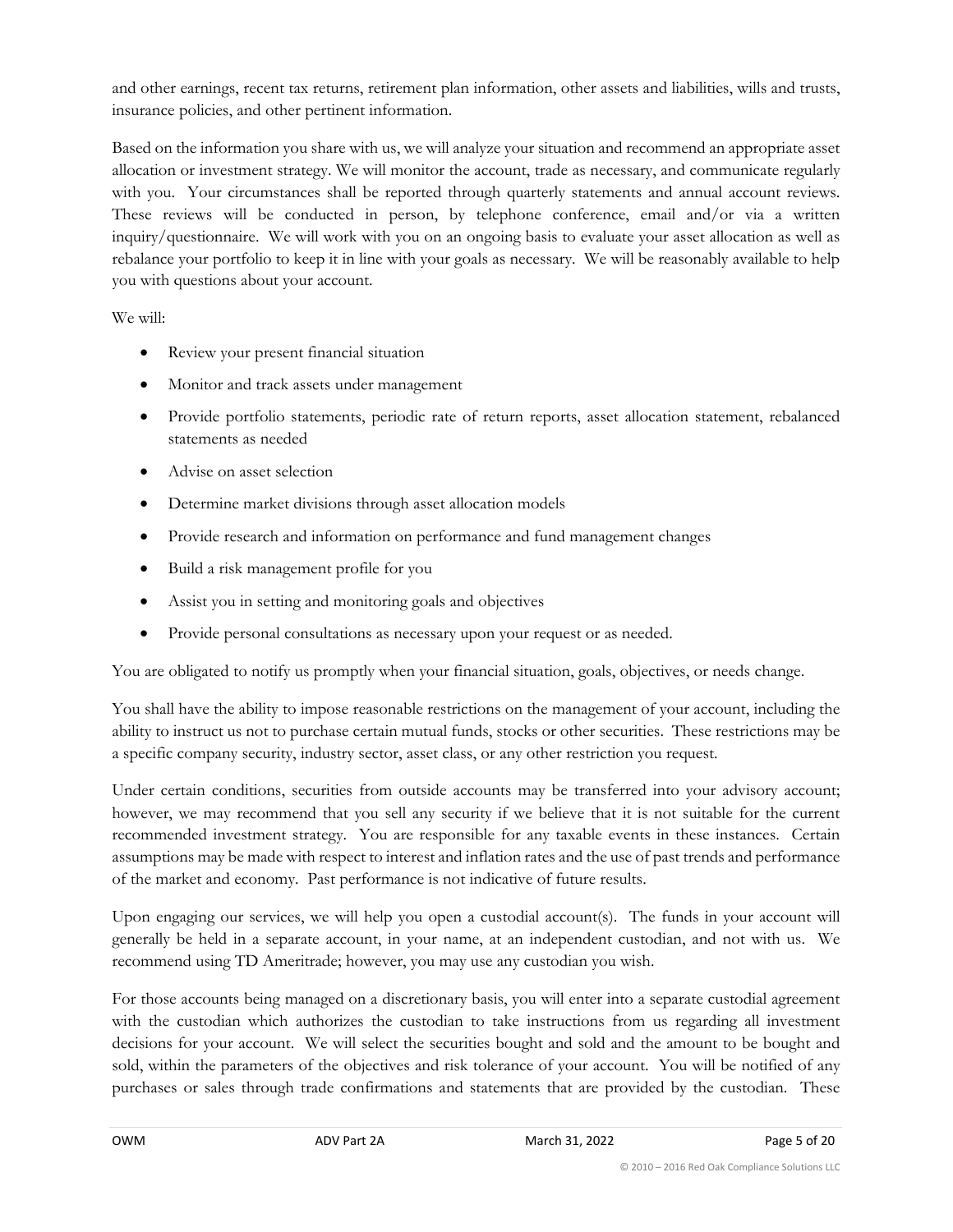and other earnings, recent tax returns, retirement plan information, other assets and liabilities, wills and trusts, insurance policies, and other pertinent information.

Based on the information you share with us, we will analyze your situation and recommend an appropriate asset allocation or investment strategy. We will monitor the account, trade as necessary, and communicate regularly with you. Your circumstances shall be reported through quarterly statements and annual account reviews. These reviews will be conducted in person, by telephone conference, email and/or via a written inquiry/questionnaire. We will work with you on an ongoing basis to evaluate your asset allocation as well as rebalance your portfolio to keep it in line with your goals as necessary. We will be reasonably available to help you with questions about your account.

We will:

- Review your present financial situation
- Monitor and track assets under management
- Provide portfolio statements, periodic rate of return reports, asset allocation statement, rebalanced statements as needed
- Advise on asset selection
- Determine market divisions through asset allocation models
- Provide research and information on performance and fund management changes
- Build a risk management profile for you
- Assist you in setting and monitoring goals and objectives
- Provide personal consultations as necessary upon your request or as needed.

You are obligated to notify us promptly when your financial situation, goals, objectives, or needs change.

You shall have the ability to impose reasonable restrictions on the management of your account, including the ability to instruct us not to purchase certain mutual funds, stocks or other securities. These restrictions may be a specific company security, industry sector, asset class, or any other restriction you request.

Under certain conditions, securities from outside accounts may be transferred into your advisory account; however, we may recommend that you sell any security if we believe that it is not suitable for the current recommended investment strategy. You are responsible for any taxable events in these instances. Certain assumptions may be made with respect to interest and inflation rates and the use of past trends and performance of the market and economy. Past performance is not indicative of future results.

Upon engaging our services, we will help you open a custodial account(s). The funds in your account will generally be held in a separate account, in your name, at an independent custodian, and not with us. We recommend using TD Ameritrade; however, you may use any custodian you wish.

For those accounts being managed on a discretionary basis, you will enter into a separate custodial agreement with the custodian which authorizes the custodian to take instructions from us regarding all investment decisions for your account. We will select the securities bought and sold and the amount to be bought and sold, within the parameters of the objectives and risk tolerance of your account. You will be notified of any purchases or sales through trade confirmations and statements that are provided by the custodian. These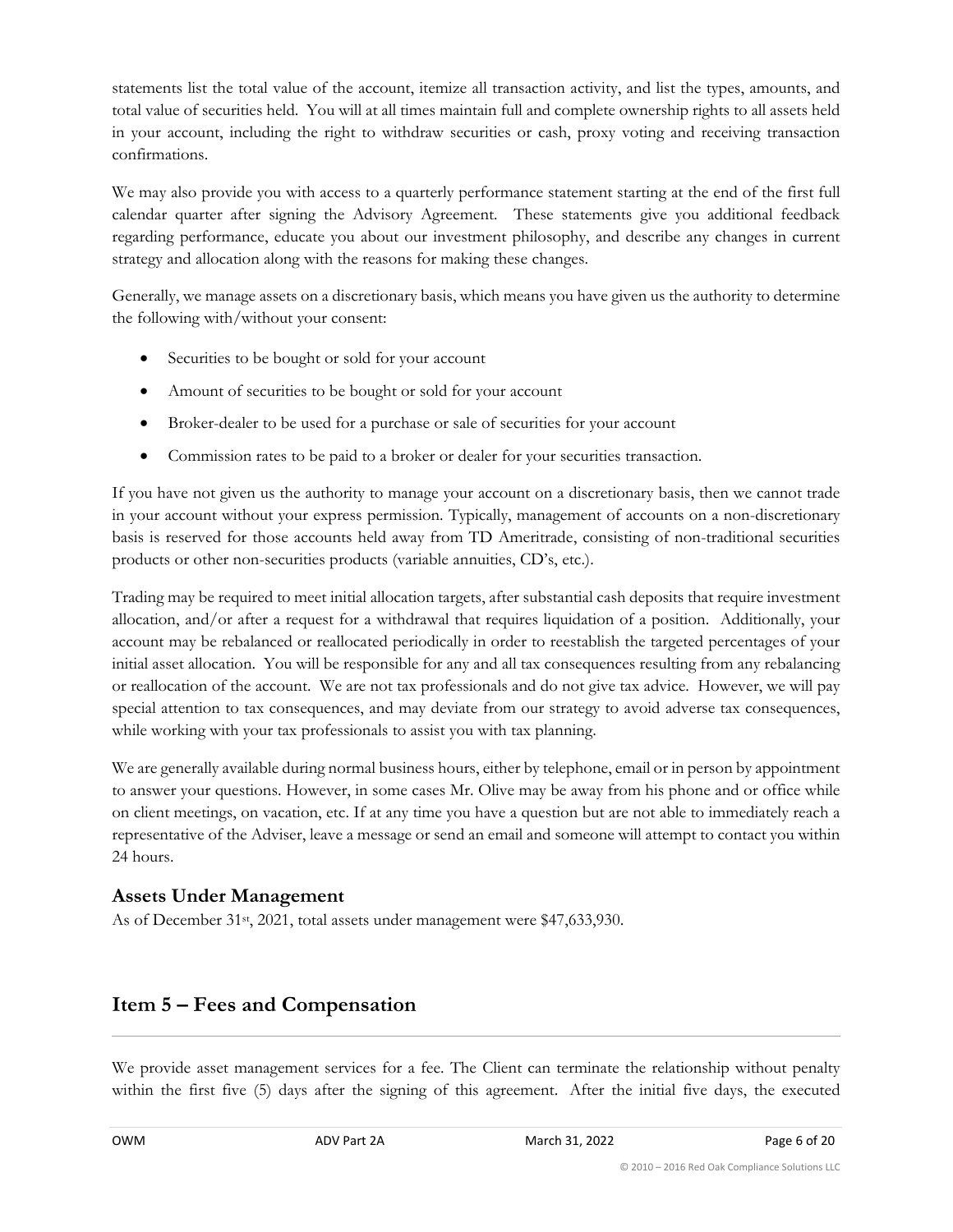statements list the total value of the account, itemize all transaction activity, and list the types, amounts, and total value of securities held. You will at all times maintain full and complete ownership rights to all assets held in your account, including the right to withdraw securities or cash, proxy voting and receiving transaction confirmations.

We may also provide you with access to a quarterly performance statement starting at the end of the first full calendar quarter after signing the Advisory Agreement. These statements give you additional feedback regarding performance, educate you about our investment philosophy, and describe any changes in current strategy and allocation along with the reasons for making these changes.

Generally, we manage assets on a discretionary basis, which means you have given us the authority to determine the following with/without your consent:

- Securities to be bought or sold for your account
- Amount of securities to be bought or sold for your account
- Broker-dealer to be used for a purchase or sale of securities for your account
- Commission rates to be paid to a broker or dealer for your securities transaction.

If you have not given us the authority to manage your account on a discretionary basis, then we cannot trade in your account without your express permission. Typically, management of accounts on a non-discretionary basis is reserved for those accounts held away from TD Ameritrade, consisting of non-traditional securities products or other non-securities products (variable annuities, CD's, etc.).

Trading may be required to meet initial allocation targets, after substantial cash deposits that require investment allocation, and/or after a request for a withdrawal that requires liquidation of a position. Additionally, your account may be rebalanced or reallocated periodically in order to reestablish the targeted percentages of your initial asset allocation. You will be responsible for any and all tax consequences resulting from any rebalancing or reallocation of the account. We are not tax professionals and do not give tax advice. However, we will pay special attention to tax consequences, and may deviate from our strategy to avoid adverse tax consequences, while working with your tax professionals to assist you with tax planning.

We are generally available during normal business hours, either by telephone, email or in person by appointment to answer your questions. However, in some cases Mr. Olive may be away from his phone and or office while on client meetings, on vacation, etc. If at any time you have a question but are not able to immediately reach a representative of the Adviser, leave a message or send an email and someone will attempt to contact you within 24 hours.

### Assets Under Management

As of December 31st, 2021, total assets under management were $47,633,930.

## Item 5 – Fees and Compensation

We provide asset management services for a fee. The Client can terminate the relationship without penalty within the first five (5) days after the signing of this agreement. After the initial five days, the executed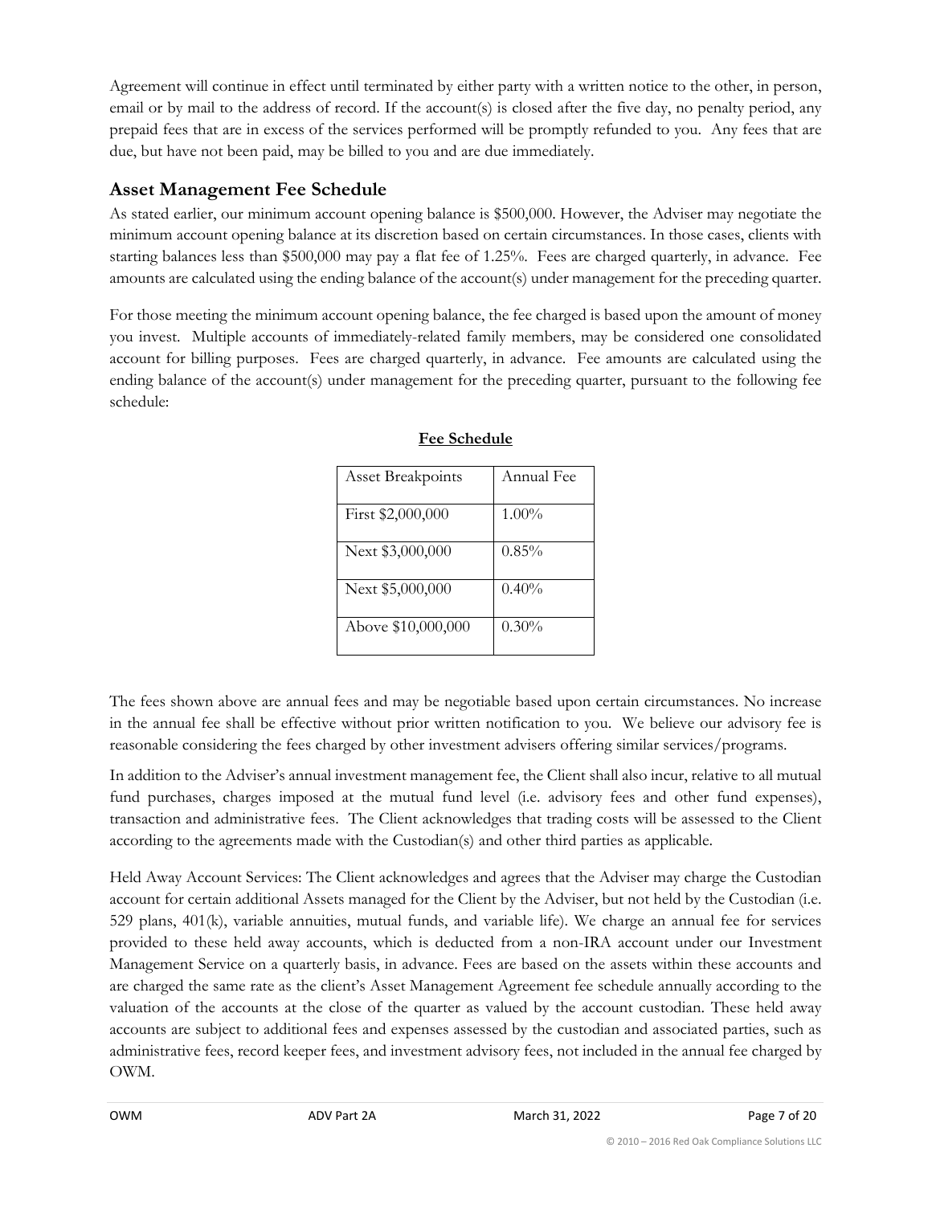Agreement will continue in effect until terminated by either party with a written notice to the other, in person, email or by mail to the address of record. If the account(s) is closed after the five day, no penalty period, any prepaid fees that are in excess of the services performed will be promptly refunded to you. Any fees that are due, but have not been paid, may be billed to you and are due immediately.

## Asset Management Fee Schedule

As stated earlier, our minimum account opening balance is $500,000. However, the Adviser may negotiate the minimum account opening balance at its discretion based on certain circumstances. In those cases, clients with starting balances less than $500,000 may pay a flat fee of 1.25%. Fees are charged quarterly, in advance. Fee amounts are calculated using the ending balance of the account(s) under management for the preceding quarter.

For those meeting the minimum account opening balance, the fee charged is based upon the amount of money you invest. Multiple accounts of immediately-related family members, may be considered one consolidated account for billing purposes. Fees are charged quarterly, in advance. Fee amounts are calculated using the ending balance of the account(s) under management for the preceding quarter, pursuant to the following fee schedule:

**Fee Schedule**

| Asset Breakpoints | Annual Fee |
|---|---|
| First $2,000,000 | 1.00% |
| Next $3,000,000 | 0.85% |
| Next $5,000,000 | 0.40% |
| Above $10,000,000 | 0.30% |

The fees shown above are annual fees and may be negotiable based upon certain circumstances. No increase in the annual fee shall be effective without prior written notification to you. We believe our advisory fee is reasonable considering the fees charged by other investment advisers offering similar services/programs.

In addition to the Adviser's annual investment management fee, the Client shall also incur, relative to all mutual fund purchases, charges imposed at the mutual fund level (i.e. advisory fees and other fund expenses), transaction and administrative fees. The Client acknowledges that trading costs will be assessed to the Client according to the agreements made with the Custodian(s) and other third parties as applicable.

Held Away Account Services: The Client acknowledges and agrees that the Adviser may charge the Custodian account for certain additional Assets managed for the Client by the Adviser, but not held by the Custodian (i.e. 529 plans, 401(k), variable annuities, mutual funds, and variable life). We charge an annual fee for services provided to these held away accounts, which is deducted from a non-IRA account under our Investment Management Service on a quarterly basis, in advance. Fees are based on the assets within these accounts and are charged the same rate as the client's Asset Management Agreement fee schedule annually according to the valuation of the accounts at the close of the quarter as valued by the account custodian. These held away accounts are subject to additional fees and expenses assessed by the custodian and associated parties, such as administrative fees, record keeper fees, and investment advisory fees, not included in the annual fee charged by OWM.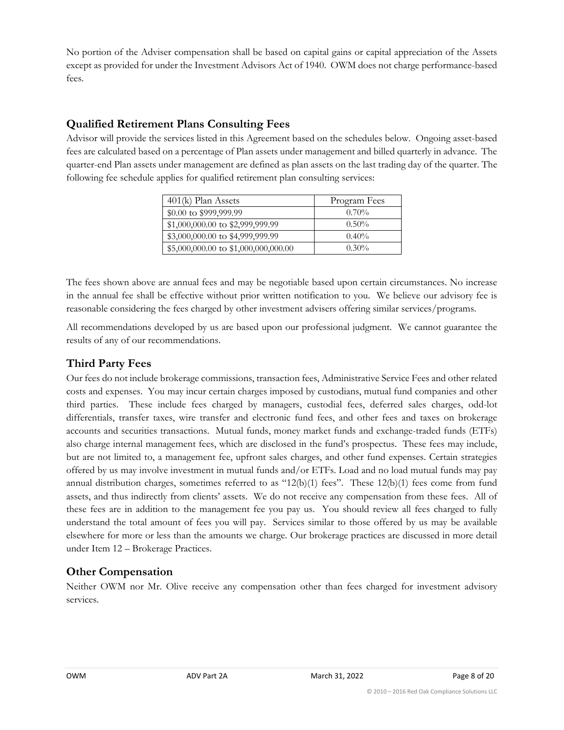No portion of the Adviser compensation shall be based on capital gains or capital appreciation of the Assets except as provided for under the Investment Advisors Act of 1940. OWM does not charge performance-based fees.

## Qualified Retirement Plans Consulting Fees

Advisor will provide the services listed in this Agreement based on the schedules below. Ongoing asset-based fees are calculated based on a percentage of Plan assets under management and billed quarterly in advance. The quarter-end Plan assets under management are defined as plan assets on the last trading day of the quarter. The following fee schedule applies for qualified retirement plan consulting services:

| 401(k) Plan Assets | Program Fees |
| --- | --- |
| $0.00 to $999,999.99 | 0.70% |
| $1,000,000.00 to $2,999,999.99 | 0.50% |
| $3,000,000.00 to $4,999,999.99 | 0.40% |
| $5,000,000.00 to $1,000,000,000.00 | 0.30% |

The fees shown above are annual fees and may be negotiable based upon certain circumstances. No increase in the annual fee shall be effective without prior written notification to you. We believe our advisory fee is reasonable considering the fees charged by other investment advisers offering similar services/programs.

All recommendations developed by us are based upon our professional judgment. We cannot guarantee the results of any of our recommendations.

## Third Party Fees

Our fees do not include brokerage commissions, transaction fees, Administrative Service Fees and other related costs and expenses. You may incur certain charges imposed by custodians, mutual fund companies and other third parties. These include fees charged by managers, custodial fees, deferred sales charges, odd-lot differentials, transfer taxes, wire transfer and electronic fund fees, and other fees and taxes on brokerage accounts and securities transactions. Mutual funds, money market funds and exchange-traded funds (ETFs) also charge internal management fees, which are disclosed in the fund's prospectus. These fees may include, but are not limited to, a management fee, upfront sales charges, and other fund expenses. Certain strategies offered by us may involve investment in mutual funds and/or ETFs. Load and no load mutual funds may pay annual distribution charges, sometimes referred to as "12(b)(1) fees". These 12(b)(1) fees come from fund assets, and thus indirectly from clients' assets. We do not receive any compensation from these fees. All of these fees are in addition to the management fee you pay us. You should review all fees charged to fully understand the total amount of fees you will pay. Services similar to those offered by us may be available elsewhere for more or less than the amounts we charge. Our brokerage practices are discussed in more detail under Item 12 – Brokerage Practices.

## Other Compensation

Neither OWM nor Mr. Olive receive any compensation other than fees charged for investment advisory services.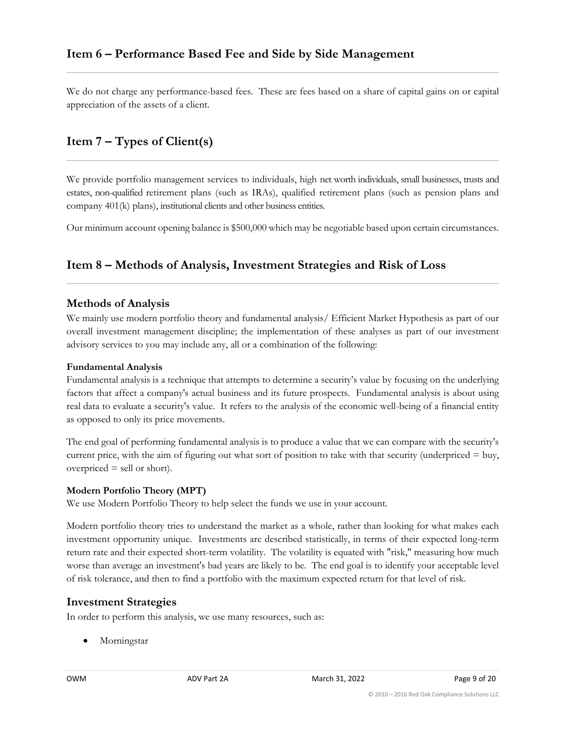## Item 6 – Performance Based Fee and Side by Side Management

We do not charge any performance-based fees. These are fees based on a share of capital gains on or capital appreciation of the assets of a client.

## Item 7 – Types of Client(s)

We provide portfolio management services to individuals, high net worth individuals, small businesses, trusts and estates, non-qualified retirement plans (such as IRAs), qualified retirement plans (such as pension plans and company 401(k) plans), institutional clients and other business entities.

Our minimum account opening balance is $500,000 which may be negotiable based upon certain circumstances.

## Item 8 – Methods of Analysis, Investment Strategies and Risk of Loss

### Methods of Analysis

We mainly use modern portfolio theory and fundamental analysis/ Efficient Market Hypothesis as part of our overall investment management discipline; the implementation of these analyses as part of our investment advisory services to you may include any, all or a combination of the following:

**Fundamental Analysis**

Fundamental analysis is a technique that attempts to determine a security's value by focusing on the underlying factors that affect a company's actual business and its future prospects. Fundamental analysis is about using real data to evaluate a security's value. It refers to the analysis of the economic well-being of a financial entity as opposed to only its price movements.

The end goal of performing fundamental analysis is to produce a value that we can compare with the security's current price, with the aim of figuring out what sort of position to take with that security (underpriced = buy, overpriced = sell or short).

**Modern Portfolio Theory (MPT)**

We use Modern Portfolio Theory to help select the funds we use in your account.

Modern portfolio theory tries to understand the market as a whole, rather than looking for what makes each investment opportunity unique. Investments are described statistically, in terms of their expected long-term return rate and their expected short-term volatility. The volatility is equated with "risk," measuring how much worse than average an investment's bad years are likely to be. The end goal is to identify your acceptable level of risk tolerance, and then to find a portfolio with the maximum expected return for that level of risk.

### Investment Strategies

In order to perform this analysis, we use many resources, such as:

- Morningstar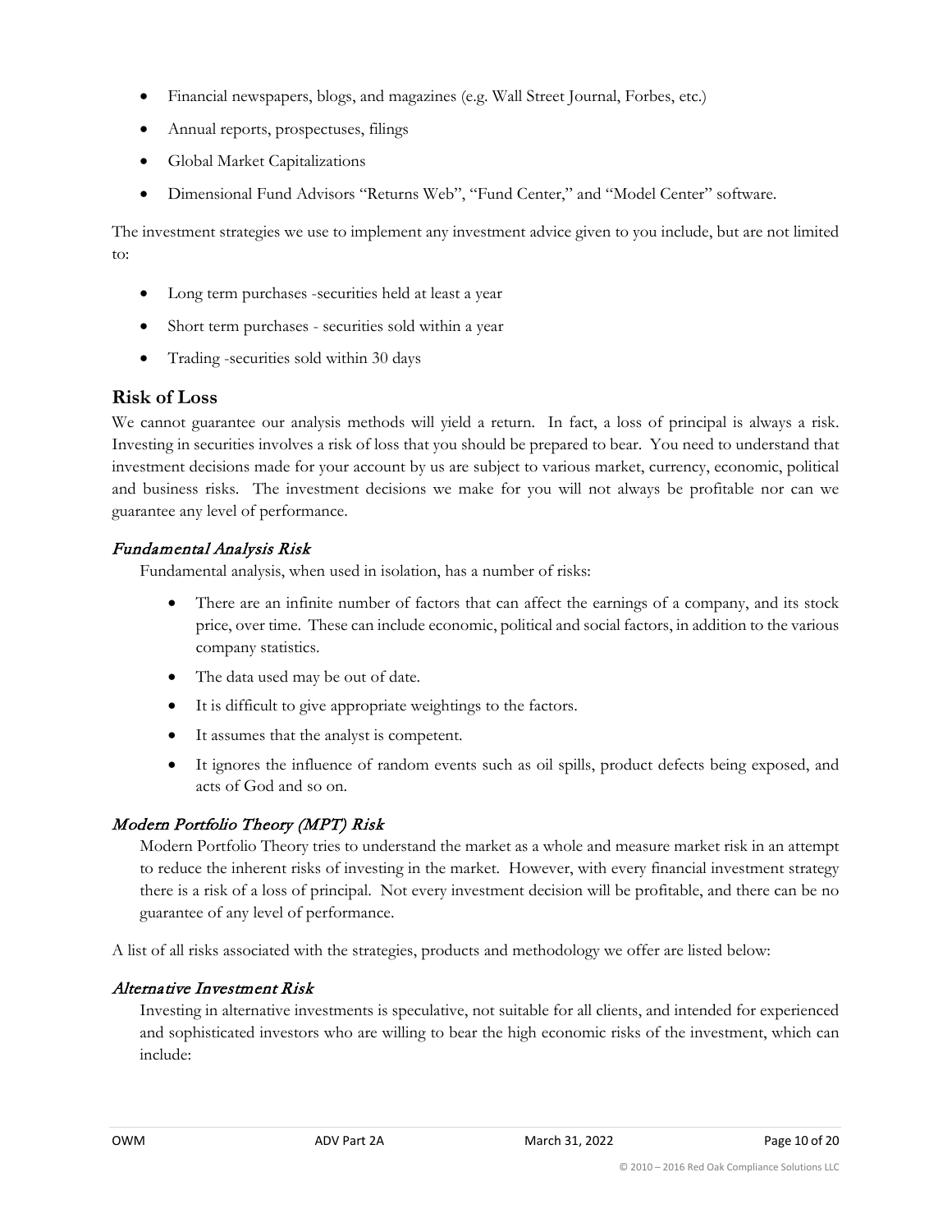- Financial newspapers, blogs, and magazines (e.g. Wall Street Journal, Forbes, etc.)
- Annual reports, prospectuses, filings
- Global Market Capitalizations
- Dimensional Fund Advisors "Returns Web", "Fund Center," and "Model Center" software.

The investment strategies we use to implement any investment advice given to you include, but are not limited to:

- Long term purchases -securities held at least a year
- Short term purchases - securities sold within a year
- Trading -securities sold within 30 days

## Risk of Loss

We cannot guarantee our analysis methods will yield a return. In fact, a loss of principal is always a risk. Investing in securities involves a risk of loss that you should be prepared to bear. You need to understand that investment decisions made for your account by us are subject to various market, currency, economic, political and business risks. The investment decisions we make for you will not always be profitable nor can we guarantee any level of performance.

### *Fundamental Analysis Risk*

Fundamental analysis, when used in isolation, has a number of risks:

- There are an infinite number of factors that can affect the earnings of a company, and its stock price, over time. These can include economic, political and social factors, in addition to the various company statistics.
- The data used may be out of date.
- It is difficult to give appropriate weightings to the factors.
- It assumes that the analyst is competent.
- It ignores the influence of random events such as oil spills, product defects being exposed, and acts of God and so on.

### *Modern Portfolio Theory (MPT) Risk*

Modern Portfolio Theory tries to understand the market as a whole and measure market risk in an attempt to reduce the inherent risks of investing in the market. However, with every financial investment strategy there is a risk of a loss of principal. Not every investment decision will be profitable, and there can be no guarantee of any level of performance.

A list of all risks associated with the strategies, products and methodology we offer are listed below:

### *Alternative Investment Risk*

Investing in alternative investments is speculative, not suitable for all clients, and intended for experienced and sophisticated investors who are willing to bear the high economic risks of the investment, which can include: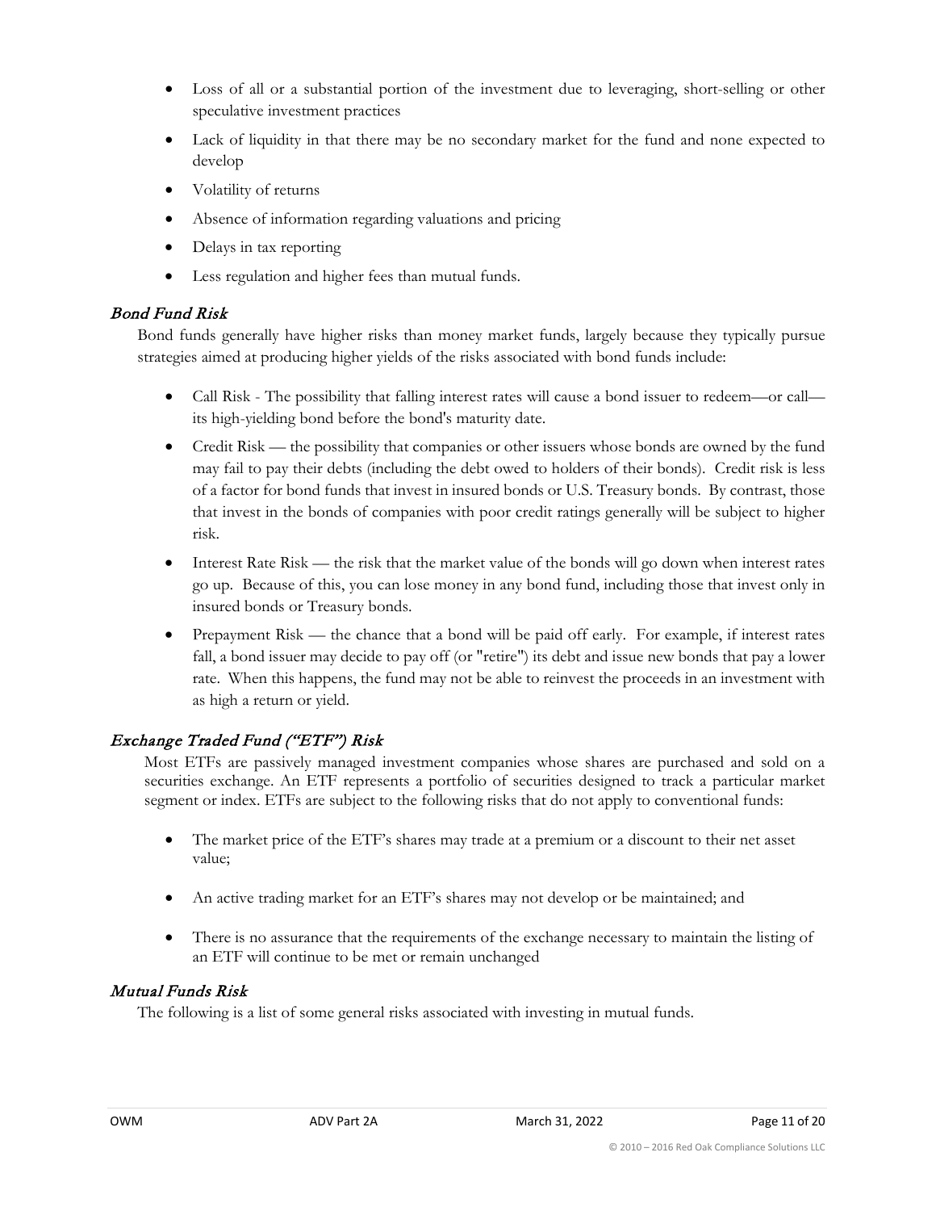- Loss of all or a substantial portion of the investment due to leveraging, short-selling or other speculative investment practices
- Lack of liquidity in that there may be no secondary market for the fund and none expected to develop
- Volatility of returns
- Absence of information regarding valuations and pricing
- Delays in tax reporting
- Less regulation and higher fees than mutual funds.

### *Bond Fund Risk*

Bond funds generally have higher risks than money market funds, largely because they typically pursue strategies aimed at producing higher yields of the risks associated with bond funds include:

- Call Risk - The possibility that falling interest rates will cause a bond issuer to redeem—or call—its high-yielding bond before the bond's maturity date.
- Credit Risk — the possibility that companies or other issuers whose bonds are owned by the fund may fail to pay their debts (including the debt owed to holders of their bonds). Credit risk is less of a factor for bond funds that invest in insured bonds or U.S. Treasury bonds. By contrast, those that invest in the bonds of companies with poor credit ratings generally will be subject to higher risk.
- Interest Rate Risk — the risk that the market value of the bonds will go down when interest rates go up. Because of this, you can lose money in any bond fund, including those that invest only in insured bonds or Treasury bonds.
- Prepayment Risk — the chance that a bond will be paid off early. For example, if interest rates fall, a bond issuer may decide to pay off (or "retire") its debt and issue new bonds that pay a lower rate. When this happens, the fund may not be able to reinvest the proceeds in an investment with as high a return or yield.

### *Exchange Traded Fund ("ETF") Risk*

Most ETFs are passively managed investment companies whose shares are purchased and sold on a securities exchange. An ETF represents a portfolio of securities designed to track a particular market segment or index. ETFs are subject to the following risks that do not apply to conventional funds:

- The market price of the ETF's shares may trade at a premium or a discount to their net asset value;
- An active trading market for an ETF's shares may not develop or be maintained; and
- There is no assurance that the requirements of the exchange necessary to maintain the listing of an ETF will continue to be met or remain unchanged

### *Mutual Funds Risk*

The following is a list of some general risks associated with investing in mutual funds.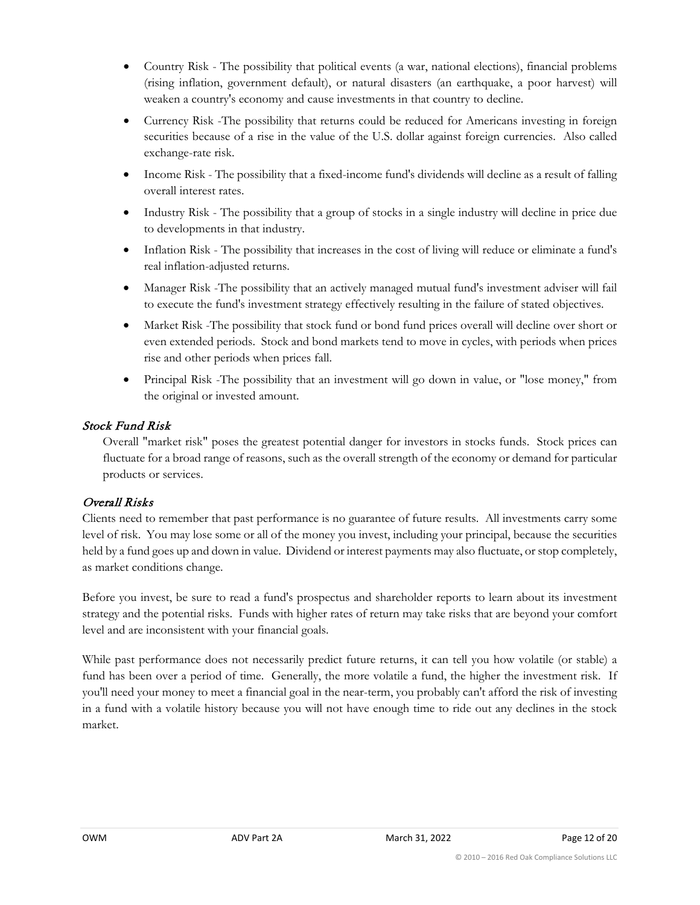- Country Risk - The possibility that political events (a war, national elections), financial problems (rising inflation, government default), or natural disasters (an earthquake, a poor harvest) will weaken a country's economy and cause investments in that country to decline.
- Currency Risk -The possibility that returns could be reduced for Americans investing in foreign securities because of a rise in the value of the U.S. dollar against foreign currencies. Also called exchange-rate risk.
- Income Risk - The possibility that a fixed-income fund's dividends will decline as a result of falling overall interest rates.
- Industry Risk - The possibility that a group of stocks in a single industry will decline in price due to developments in that industry.
- Inflation Risk - The possibility that increases in the cost of living will reduce or eliminate a fund's real inflation-adjusted returns.
- Manager Risk -The possibility that an actively managed mutual fund's investment adviser will fail to execute the fund's investment strategy effectively resulting in the failure of stated objectives.
- Market Risk -The possibility that stock fund or bond fund prices overall will decline over short or even extended periods. Stock and bond markets tend to move in cycles, with periods when prices rise and other periods when prices fall.
- Principal Risk -The possibility that an investment will go down in value, or "lose money," from the original or invested amount.

### *Stock Fund Risk*

Overall "market risk" poses the greatest potential danger for investors in stocks funds. Stock prices can fluctuate for a broad range of reasons, such as the overall strength of the economy or demand for particular products or services.

### *Overall Risks*

Clients need to remember that past performance is no guarantee of future results. All investments carry some level of risk. You may lose some or all of the money you invest, including your principal, because the securities held by a fund goes up and down in value. Dividend or interest payments may also fluctuate, or stop completely, as market conditions change.

Before you invest, be sure to read a fund's prospectus and shareholder reports to learn about its investment strategy and the potential risks. Funds with higher rates of return may take risks that are beyond your comfort level and are inconsistent with your financial goals.

While past performance does not necessarily predict future returns, it can tell you how volatile (or stable) a fund has been over a period of time. Generally, the more volatile a fund, the higher the investment risk. If you'll need your money to meet a financial goal in the near-term, you probably can't afford the risk of investing in a fund with a volatile history because you will not have enough time to ride out any declines in the stock market.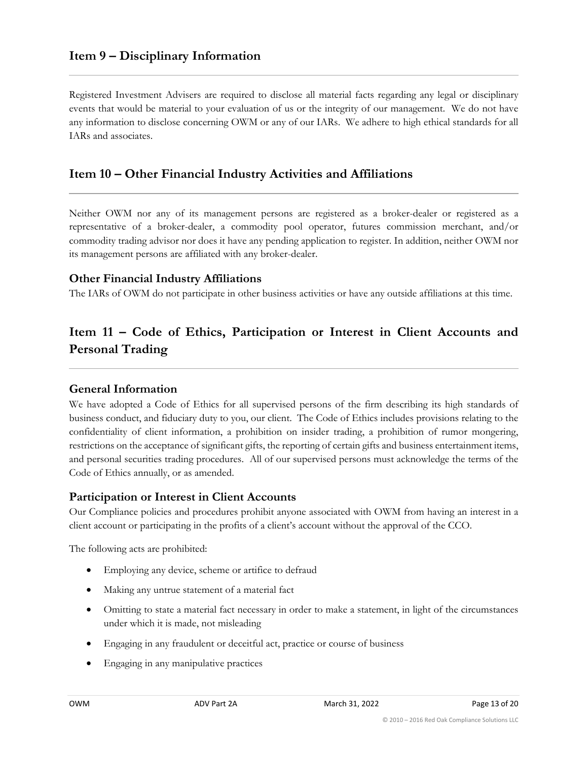## Item 9 – Disciplinary Information

Registered Investment Advisers are required to disclose all material facts regarding any legal or disciplinary events that would be material to your evaluation of us or the integrity of our management. We do not have any information to disclose concerning OWM or any of our IARs. We adhere to high ethical standards for all IARs and associates.

## Item 10 – Other Financial Industry Activities and Affiliations

Neither OWM nor any of its management persons are registered as a broker-dealer or registered as a representative of a broker-dealer, a commodity pool operator, futures commission merchant, and/or commodity trading advisor nor does it have any pending application to register. In addition, neither OWM nor its management persons are affiliated with any broker-dealer.

### Other Financial Industry Affiliations

The IARs of OWM do not participate in other business activities or have any outside affiliations at this time.

## Item 11 – Code of Ethics, Participation or Interest in Client Accounts and Personal Trading

### General Information

We have adopted a Code of Ethics for all supervised persons of the firm describing its high standards of business conduct, and fiduciary duty to you, our client. The Code of Ethics includes provisions relating to the confidentiality of client information, a prohibition on insider trading, a prohibition of rumor mongering, restrictions on the acceptance of significant gifts, the reporting of certain gifts and business entertainment items, and personal securities trading procedures. All of our supervised persons must acknowledge the terms of the Code of Ethics annually, or as amended.

### Participation or Interest in Client Accounts

Our Compliance policies and procedures prohibit anyone associated with OWM from having an interest in a client account or participating in the profits of a client's account without the approval of the CCO.

The following acts are prohibited:

- Employing any device, scheme or artifice to defraud
- Making any untrue statement of a material fact
- Omitting to state a material fact necessary in order to make a statement, in light of the circumstances under which it is made, not misleading
- Engaging in any fraudulent or deceitful act, practice or course of business
- Engaging in any manipulative practices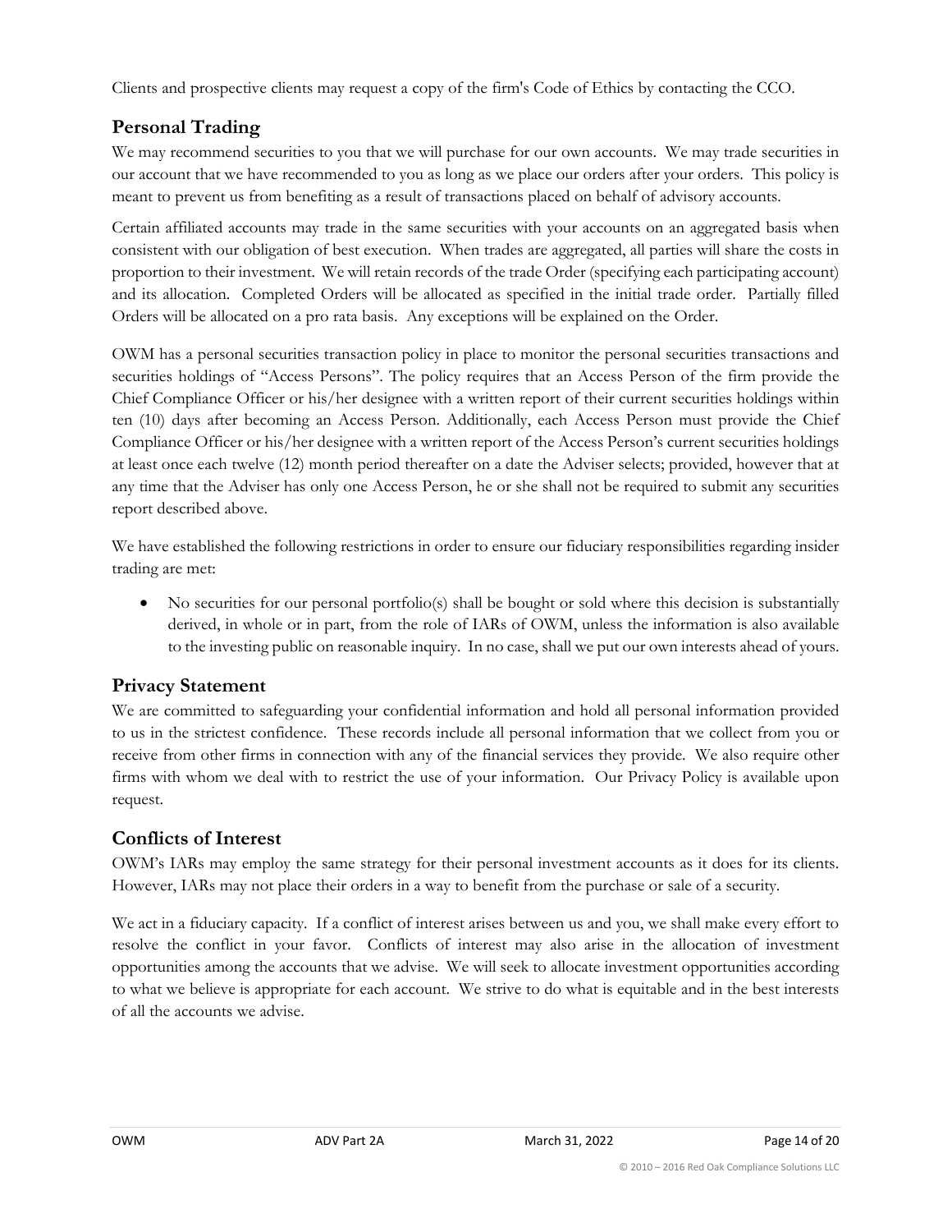Clients and prospective clients may request a copy of the firm's Code of Ethics by contacting the CCO.

## Personal Trading

We may recommend securities to you that we will purchase for our own accounts. We may trade securities in our account that we have recommended to you as long as we place our orders after your orders. This policy is meant to prevent us from benefiting as a result of transactions placed on behalf of advisory accounts.

Certain affiliated accounts may trade in the same securities with your accounts on an aggregated basis when consistent with our obligation of best execution. When trades are aggregated, all parties will share the costs in proportion to their investment. We will retain records of the trade Order (specifying each participating account) and its allocation. Completed Orders will be allocated as specified in the initial trade order. Partially filled Orders will be allocated on a pro rata basis. Any exceptions will be explained on the Order.

OWM has a personal securities transaction policy in place to monitor the personal securities transactions and securities holdings of "Access Persons". The policy requires that an Access Person of the firm provide the Chief Compliance Officer or his/her designee with a written report of their current securities holdings within ten (10) days after becoming an Access Person. Additionally, each Access Person must provide the Chief Compliance Officer or his/her designee with a written report of the Access Person's current securities holdings at least once each twelve (12) month period thereafter on a date the Adviser selects; provided, however that at any time that the Adviser has only one Access Person, he or she shall not be required to submit any securities report described above.

We have established the following restrictions in order to ensure our fiduciary responsibilities regarding insider trading are met:

- No securities for our personal portfolio(s) shall be bought or sold where this decision is substantially derived, in whole or in part, from the role of IARs of OWM, unless the information is also available to the investing public on reasonable inquiry. In no case, shall we put our own interests ahead of yours.

## Privacy Statement

We are committed to safeguarding your confidential information and hold all personal information provided to us in the strictest confidence. These records include all personal information that we collect from you or receive from other firms in connection with any of the financial services they provide. We also require other firms with whom we deal with to restrict the use of your information. Our Privacy Policy is available upon request.

## Conflicts of Interest

OWM's IARs may employ the same strategy for their personal investment accounts as it does for its clients. However, IARs may not place their orders in a way to benefit from the purchase or sale of a security.

We act in a fiduciary capacity. If a conflict of interest arises between us and you, we shall make every effort to resolve the conflict in your favor. Conflicts of interest may also arise in the allocation of investment opportunities among the accounts that we advise. We will seek to allocate investment opportunities according to what we believe is appropriate for each account. We strive to do what is equitable and in the best interests of all the accounts we advise.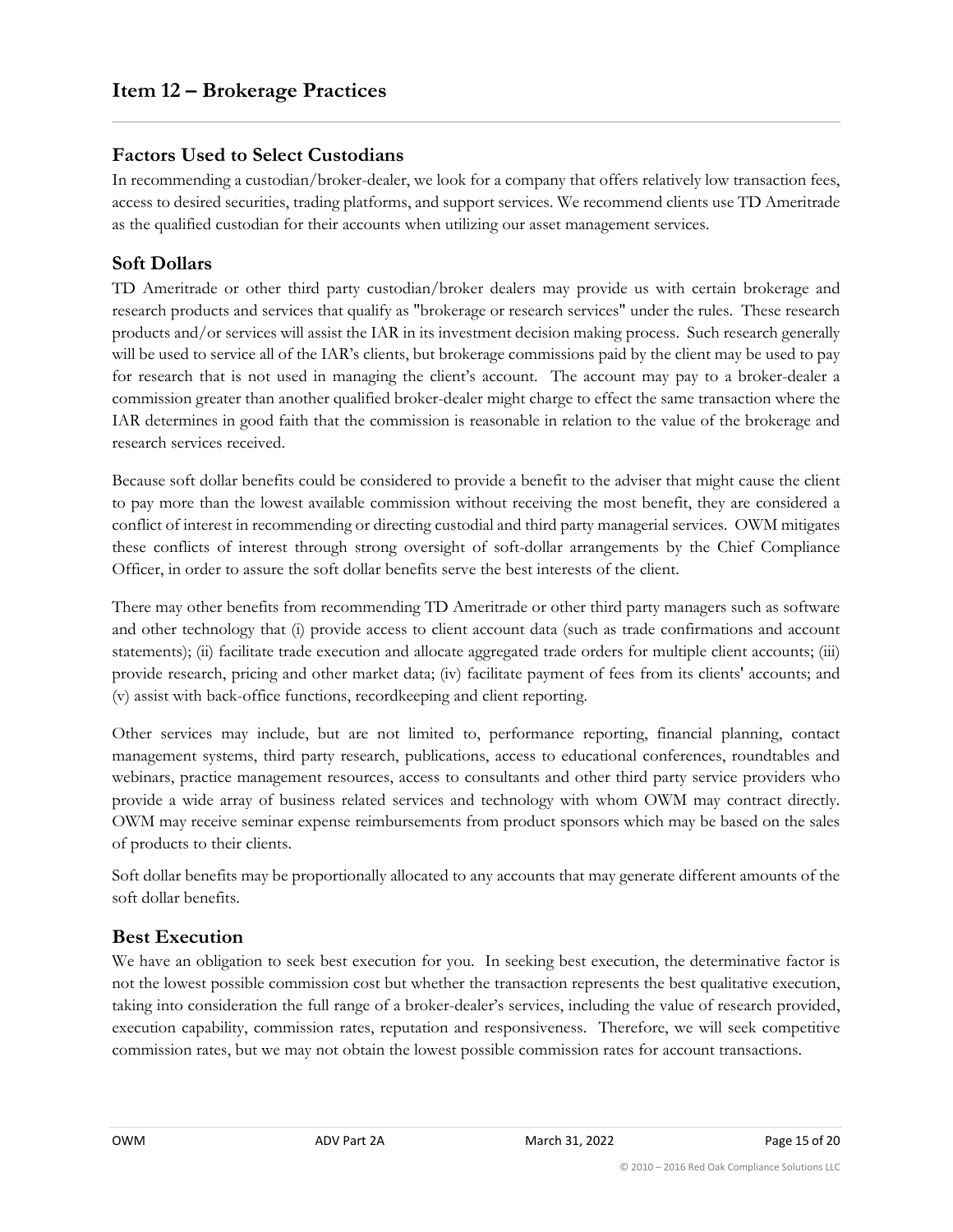# Item 12 – Brokerage Practices

## Factors Used to Select Custodians

In recommending a custodian/broker-dealer, we look for a company that offers relatively low transaction fees, access to desired securities, trading platforms, and support services. We recommend clients use TD Ameritrade as the qualified custodian for their accounts when utilizing our asset management services.

## Soft Dollars

TD Ameritrade or other third party custodian/broker dealers may provide us with certain brokerage and research products and services that qualify as "brokerage or research services" under the rules. These research products and/or services will assist the IAR in its investment decision making process. Such research generally will be used to service all of the IAR's clients, but brokerage commissions paid by the client may be used to pay for research that is not used in managing the client's account. The account may pay to a broker-dealer a commission greater than another qualified broker-dealer might charge to effect the same transaction where the IAR determines in good faith that the commission is reasonable in relation to the value of the brokerage and research services received.

Because soft dollar benefits could be considered to provide a benefit to the adviser that might cause the client to pay more than the lowest available commission without receiving the most benefit, they are considered a conflict of interest in recommending or directing custodial and third party managerial services. OWM mitigates these conflicts of interest through strong oversight of soft-dollar arrangements by the Chief Compliance Officer, in order to assure the soft dollar benefits serve the best interests of the client.

There may other benefits from recommending TD Ameritrade or other third party managers such as software and other technology that (i) provide access to client account data (such as trade confirmations and account statements); (ii) facilitate trade execution and allocate aggregated trade orders for multiple client accounts; (iii) provide research, pricing and other market data; (iv) facilitate payment of fees from its clients' accounts; and (v) assist with back-office functions, recordkeeping and client reporting.

Other services may include, but are not limited to, performance reporting, financial planning, contact management systems, third party research, publications, access to educational conferences, roundtables and webinars, practice management resources, access to consultants and other third party service providers who provide a wide array of business related services and technology with whom OWM may contract directly. OWM may receive seminar expense reimbursements from product sponsors which may be based on the sales of products to their clients.

Soft dollar benefits may be proportionally allocated to any accounts that may generate different amounts of the soft dollar benefits.

## Best Execution

We have an obligation to seek best execution for you. In seeking best execution, the determinative factor is not the lowest possible commission cost but whether the transaction represents the best qualitative execution, taking into consideration the full range of a broker-dealer's services, including the value of research provided, execution capability, commission rates, reputation and responsiveness. Therefore, we will seek competitive commission rates, but we may not obtain the lowest possible commission rates for account transactions.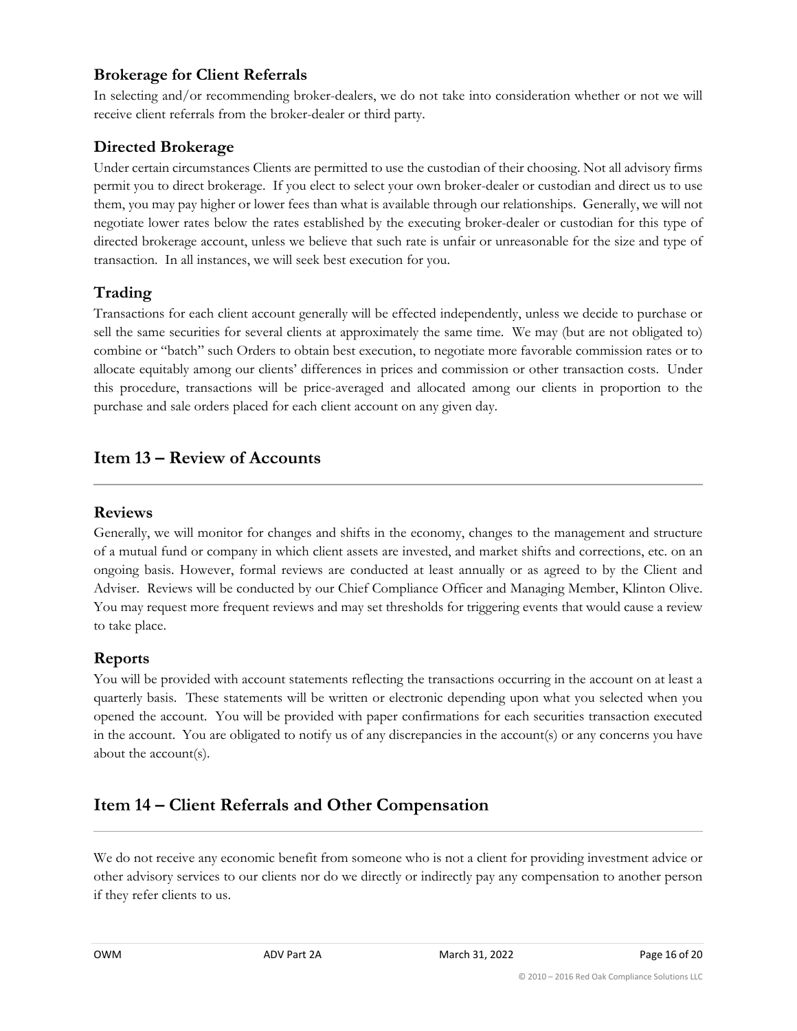### Brokerage for Client Referrals

In selecting and/or recommending broker-dealers, we do not take into consideration whether or not we will receive client referrals from the broker-dealer or third party.

### Directed Brokerage

Under certain circumstances Clients are permitted to use the custodian of their choosing. Not all advisory firms permit you to direct brokerage. If you elect to select your own broker-dealer or custodian and direct us to use them, you may pay higher or lower fees than what is available through our relationships. Generally, we will not negotiate lower rates below the rates established by the executing broker-dealer or custodian for this type of directed brokerage account, unless we believe that such rate is unfair or unreasonable for the size and type of transaction. In all instances, we will seek best execution for you.

### Trading

Transactions for each client account generally will be effected independently, unless we decide to purchase or sell the same securities for several clients at approximately the same time. We may (but are not obligated to) combine or "batch" such Orders to obtain best execution, to negotiate more favorable commission rates or to allocate equitably among our clients' differences in prices and commission or other transaction costs. Under this procedure, transactions will be price-averaged and allocated among our clients in proportion to the purchase and sale orders placed for each client account on any given day.

## Item 13 – Review of Accounts

### Reviews

Generally, we will monitor for changes and shifts in the economy, changes to the management and structure of a mutual fund or company in which client assets are invested, and market shifts and corrections, etc. on an ongoing basis. However, formal reviews are conducted at least annually or as agreed to by the Client and Adviser. Reviews will be conducted by our Chief Compliance Officer and Managing Member, Klinton Olive. You may request more frequent reviews and may set thresholds for triggering events that would cause a review to take place.

### Reports

You will be provided with account statements reflecting the transactions occurring in the account on at least a quarterly basis. These statements will be written or electronic depending upon what you selected when you opened the account. You will be provided with paper confirmations for each securities transaction executed in the account. You are obligated to notify us of any discrepancies in the account(s) or any concerns you have about the account(s).

## Item 14 – Client Referrals and Other Compensation

We do not receive any economic benefit from someone who is not a client for providing investment advice or other advisory services to our clients nor do we directly or indirectly pay any compensation to another person if they refer clients to us.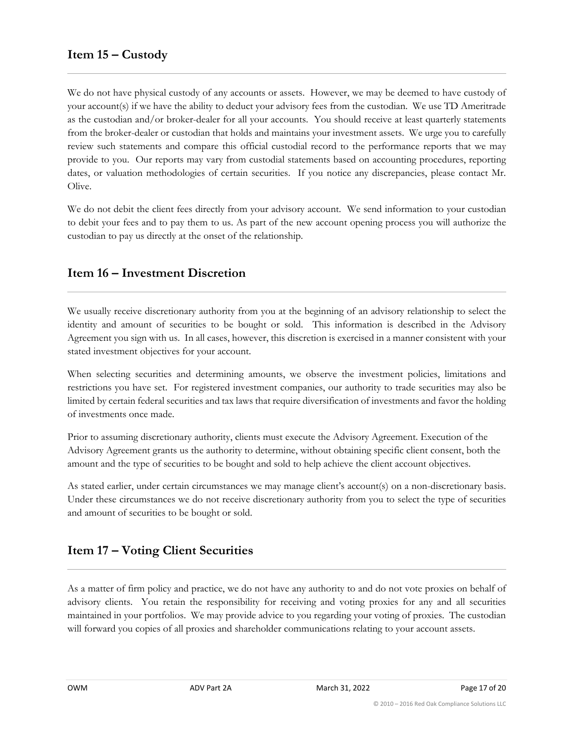## Item 15 – Custody

We do not have physical custody of any accounts or assets. However, we may be deemed to have custody of your account(s) if we have the ability to deduct your advisory fees from the custodian. We use TD Ameritrade as the custodian and/or broker-dealer for all your accounts. You should receive at least quarterly statements from the broker-dealer or custodian that holds and maintains your investment assets. We urge you to carefully review such statements and compare this official custodial record to the performance reports that we may provide to you. Our reports may vary from custodial statements based on accounting procedures, reporting dates, or valuation methodologies of certain securities. If you notice any discrepancies, please contact Mr. Olive.

We do not debit the client fees directly from your advisory account. We send information to your custodian to debit your fees and to pay them to us. As part of the new account opening process you will authorize the custodian to pay us directly at the onset of the relationship.

## Item 16 – Investment Discretion

We usually receive discretionary authority from you at the beginning of an advisory relationship to select the identity and amount of securities to be bought or sold. This information is described in the Advisory Agreement you sign with us. In all cases, however, this discretion is exercised in a manner consistent with your stated investment objectives for your account.

When selecting securities and determining amounts, we observe the investment policies, limitations and restrictions you have set. For registered investment companies, our authority to trade securities may also be limited by certain federal securities and tax laws that require diversification of investments and favor the holding of investments once made.

Prior to assuming discretionary authority, clients must execute the Advisory Agreement. Execution of the Advisory Agreement grants us the authority to determine, without obtaining specific client consent, both the amount and the type of securities to be bought and sold to help achieve the client account objectives.

As stated earlier, under certain circumstances we may manage client's account(s) on a non-discretionary basis. Under these circumstances we do not receive discretionary authority from you to select the type of securities and amount of securities to be bought or sold.

## Item 17 – Voting Client Securities

As a matter of firm policy and practice, we do not have any authority to and do not vote proxies on behalf of advisory clients. You retain the responsibility for receiving and voting proxies for any and all securities maintained in your portfolios. We may provide advice to you regarding your voting of proxies. The custodian will forward you copies of all proxies and shareholder communications relating to your account assets.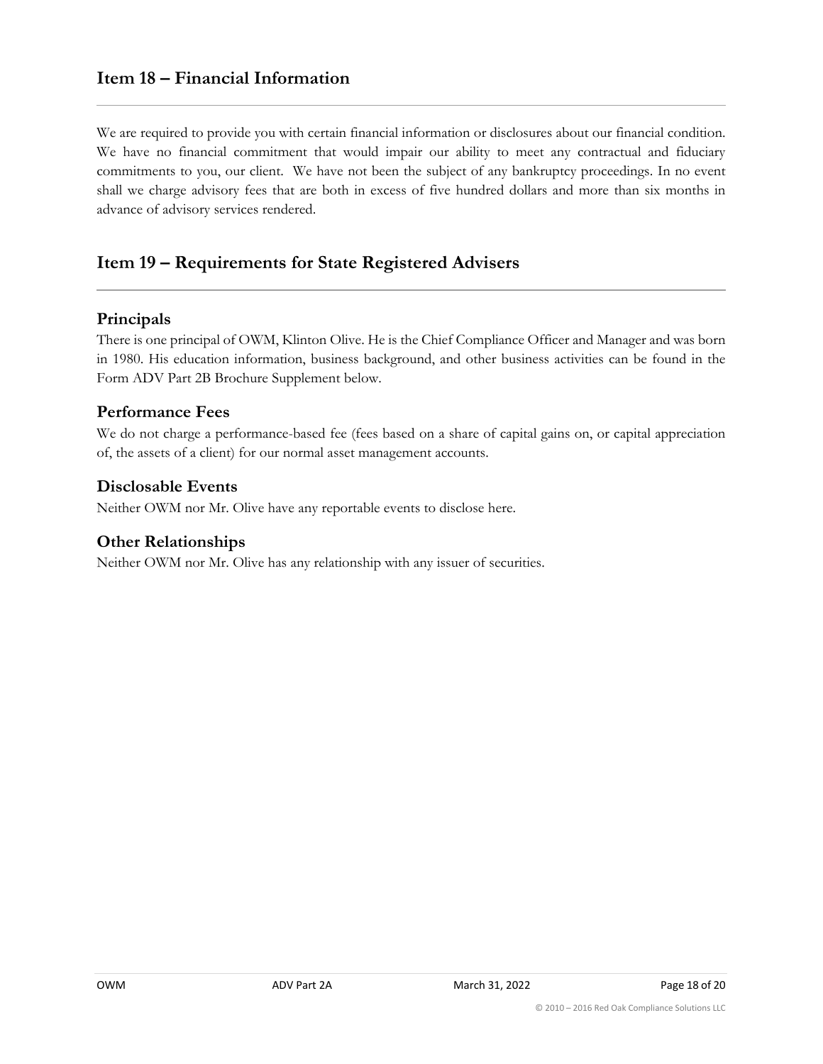## Item 18 – Financial Information

We are required to provide you with certain financial information or disclosures about our financial condition. We have no financial commitment that would impair our ability to meet any contractual and fiduciary commitments to you, our client. We have not been the subject of any bankruptcy proceedings. In no event shall we charge advisory fees that are both in excess of five hundred dollars and more than six months in advance of advisory services rendered.

## Item 19 – Requirements for State Registered Advisers

### Principals

There is one principal of OWM, Klinton Olive. He is the Chief Compliance Officer and Manager and was born in 1980. His education information, business background, and other business activities can be found in the Form ADV Part 2B Brochure Supplement below.

### Performance Fees

We do not charge a performance-based fee (fees based on a share of capital gains on, or capital appreciation of, the assets of a client) for our normal asset management accounts.

### Disclosable Events

Neither OWM nor Mr. Olive have any reportable events to disclose here.

### Other Relationships

Neither OWM nor Mr. Olive has any relationship with any issuer of securities.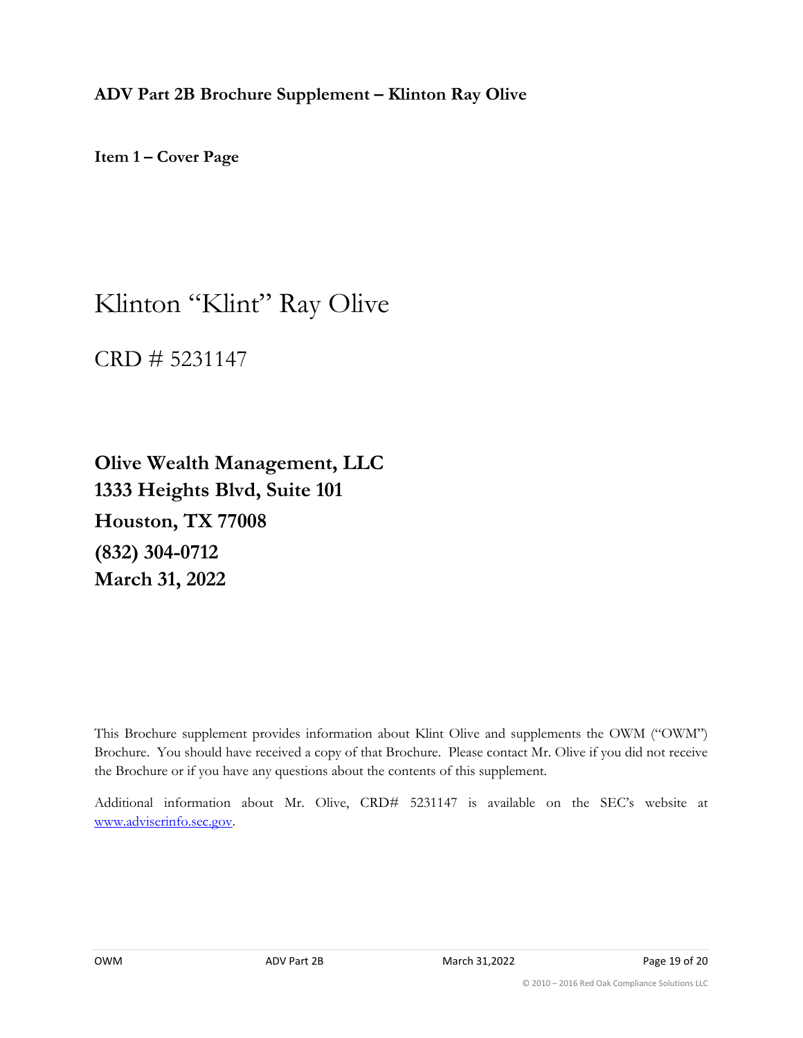**ADV Part 2B Brochure Supplement – Klinton Ray Olive**

**Item 1 – Cover Page**

# Klinton "Klint" Ray Olive

CRD # 5231147

**Olive Wealth Management, LLC**
**1333 Heights Blvd, Suite 101**
**Houston, TX 77008**
**(832) 304-0712**
**March 31, 2022**

This Brochure supplement provides information about Klint Olive and supplements the OWM ("OWM") Brochure. You should have received a copy of that Brochure. Please contact Mr. Olive if you did not receive the Brochure or if you have any questions about the contents of this supplement.

Additional information about Mr. Olive, CRD# 5231147 is available on the SEC's website at www.adviserinfo.sec.gov.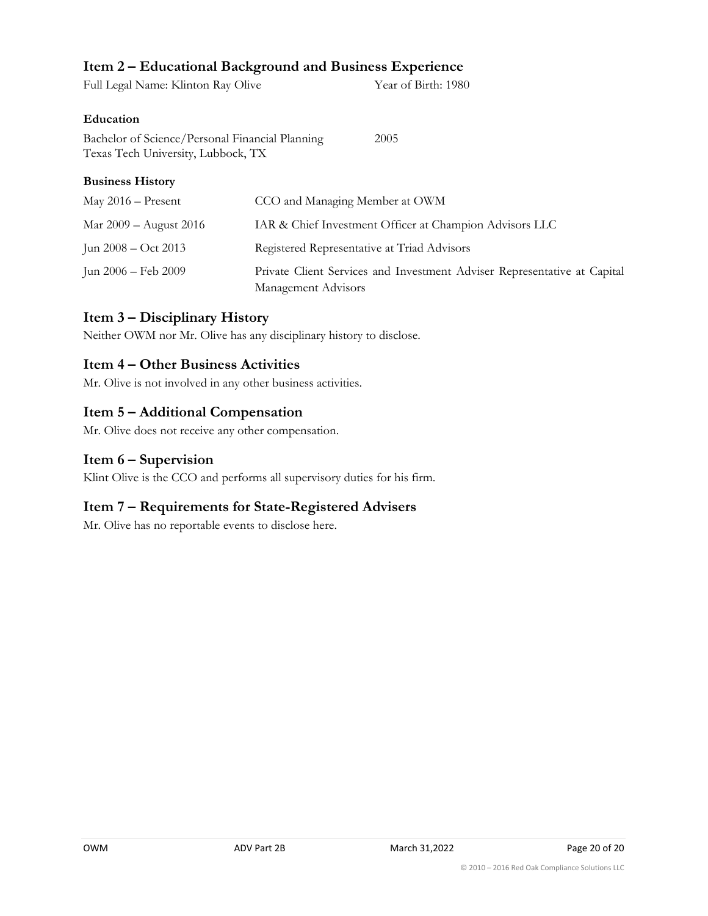## Item 2 – Educational Background and Business Experience

Full Legal Name: Klinton Ray Olive Year of Birth: 1980

### Education

Bachelor of Science/Personal Financial Planning 2005
Texas Tech University, Lubbock, TX

### Business History

| | |
|---|---|
| May 2016 – Present | CCO and Managing Member at OWM |
| Mar 2009 – August 2016 | IAR & Chief Investment Officer at Champion Advisors LLC |
| Jun 2008 – Oct 2013 | Registered Representative at Triad Advisors |
| Jun 2006 – Feb 2009 | Private Client Services and Investment Adviser Representative at Capital Management Advisors |

## Item 3 – Disciplinary History

Neither OWM nor Mr. Olive has any disciplinary history to disclose.

## Item 4 – Other Business Activities

Mr. Olive is not involved in any other business activities.

## Item 5 – Additional Compensation

Mr. Olive does not receive any other compensation.

## Item 6 – Supervision

Klint Olive is the CCO and performs all supervisory duties for his firm.

## Item 7 – Requirements for State-Registered Advisers

Mr. Olive has no reportable events to disclose here.